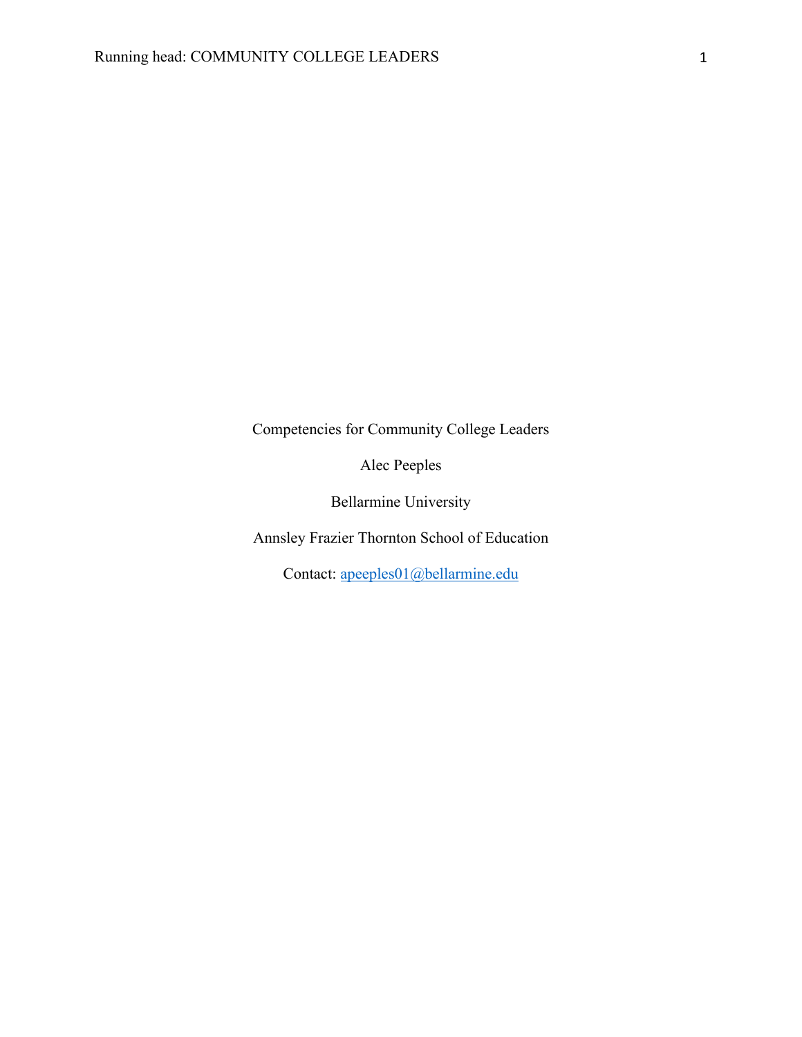Competencies for Community College Leaders

Alec Peeples

Bellarmine University

Annsley Frazier Thornton School of Education

Contact: apeeples01@bellarmine.edu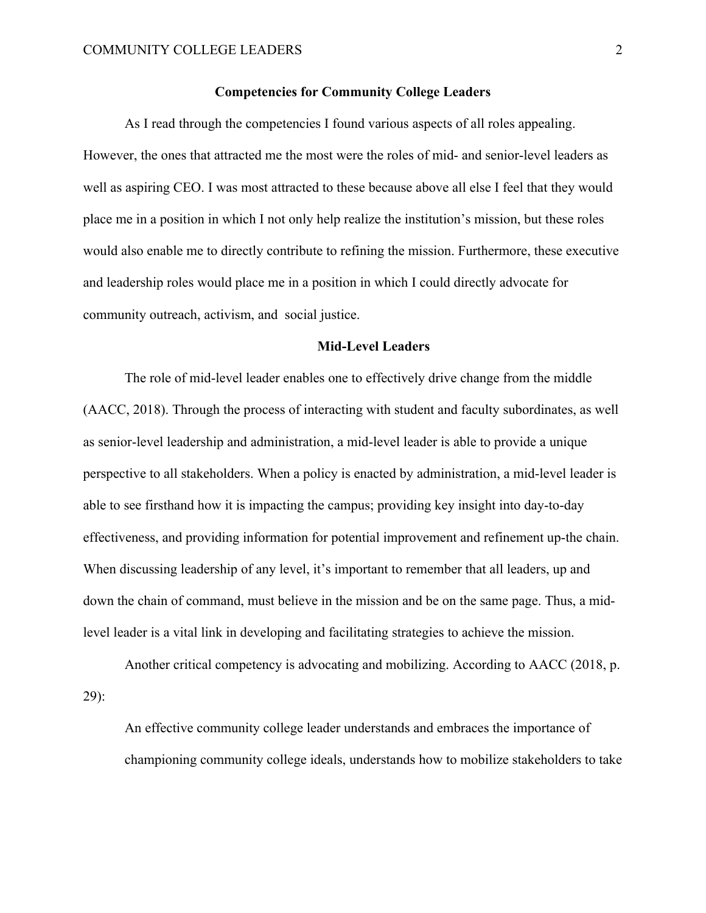## Competencies for Community College Leaders

As I read through the competencies I found various aspects of all roles appealing. However, the ones that attracted me the most were the roles of mid- and senior-level leaders as well as aspiring CEO. I was most attracted to these because above all else I feel that they would place me in a position in which I not only help realize the institution's mission, but these roles would also enable me to directly contribute to refining the mission. Furthermore, these executive and leadership roles would place me in a position in which I could directly advocate for community outreach, activism, and social justice.

### Mid-Level Leaders

The role of mid-level leader enables one to effectively drive change from the middle (AACC, 2018). Through the process of interacting with student and faculty subordinates, as well as senior-level leadership and administration, a mid-level leader is able to provide a unique perspective to all stakeholders. When a policy is enacted by administration, a mid-level leader is able to see firsthand how it is impacting the campus; providing key insight into day-to-day effectiveness, and providing information for potential improvement and refinement up-the chain. When discussing leadership of any level, it's important to remember that all leaders, up and down the chain of command, must believe in the mission and be on the same page. Thus, a mid-level leader is a vital link in developing and facilitating strategies to achieve the mission.

Another critical competency is advocating and mobilizing. According to AACC (2018, p. 29):

> An effective community college leader understands and embraces the importance of championing community college ideals, understands how to mobilize stakeholders to take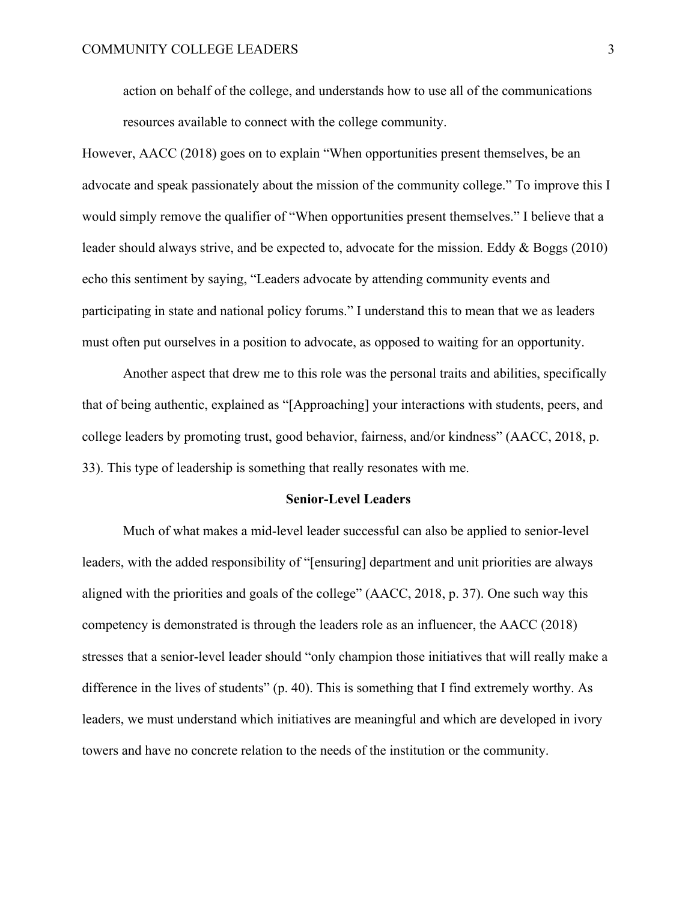> action on behalf of the college, and understands how to use all of the communications resources available to connect with the college community.

However, AACC (2018) goes on to explain "When opportunities present themselves, be an advocate and speak passionately about the mission of the community college." To improve this I would simply remove the qualifier of "When opportunities present themselves." I believe that a leader should always strive, and be expected to, advocate for the mission. Eddy & Boggs (2010) echo this sentiment by saying, "Leaders advocate by attending community events and participating in state and national policy forums." I understand this to mean that we as leaders must often put ourselves in a position to advocate, as opposed to waiting for an opportunity.

Another aspect that drew me to this role was the personal traits and abilities, specifically that of being authentic, explained as "[Approaching] your interactions with students, peers, and college leaders by promoting trust, good behavior, fairness, and/or kindness" (AACC, 2018, p. 33). This type of leadership is something that really resonates with me.

## Senior-Level Leaders

Much of what makes a mid-level leader successful can also be applied to senior-level leaders, with the added responsibility of "[ensuring] department and unit priorities are always aligned with the priorities and goals of the college" (AACC, 2018, p. 37). One such way this competency is demonstrated is through the leaders role as an influencer, the AACC (2018) stresses that a senior-level leader should "only champion those initiatives that will really make a difference in the lives of students" (p. 40). This is something that I find extremely worthy. As leaders, we must understand which initiatives are meaningful and which are developed in ivory towers and have no concrete relation to the needs of the institution or the community.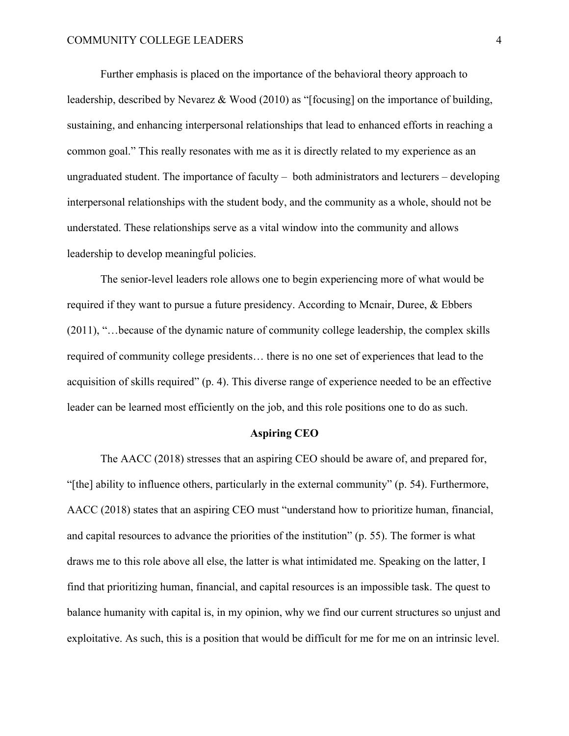Further emphasis is placed on the importance of the behavioral theory approach to leadership, described by Nevarez & Wood (2010) as "[focusing] on the importance of building, sustaining, and enhancing interpersonal relationships that lead to enhanced efforts in reaching a common goal." This really resonates with me as it is directly related to my experience as an ungraduated student. The importance of faculty – both administrators and lecturers – developing interpersonal relationships with the student body, and the community as a whole, should not be understated. These relationships serve as a vital window into the community and allows leadership to develop meaningful policies.

The senior-level leaders role allows one to begin experiencing more of what would be required if they want to pursue a future presidency. According to Mcnair, Duree, & Ebbers (2011), "…because of the dynamic nature of community college leadership, the complex skills required of community college presidents… there is no one set of experiences that lead to the acquisition of skills required" (p. 4). This diverse range of experience needed to be an effective leader can be learned most efficiently on the job, and this role positions one to do as such.

**Aspiring CEO**

The AACC (2018) stresses that an aspiring CEO should be aware of, and prepared for, "[the] ability to influence others, particularly in the external community" (p. 54). Furthermore, AACC (2018) states that an aspiring CEO must "understand how to prioritize human, financial, and capital resources to advance the priorities of the institution" (p. 55). The former is what draws me to this role above all else, the latter is what intimidated me. Speaking on the latter, I find that prioritizing human, financial, and capital resources is an impossible task. The quest to balance humanity with capital is, in my opinion, why we find our current structures so unjust and exploitative. As such, this is a position that would be difficult for me for me on an intrinsic level.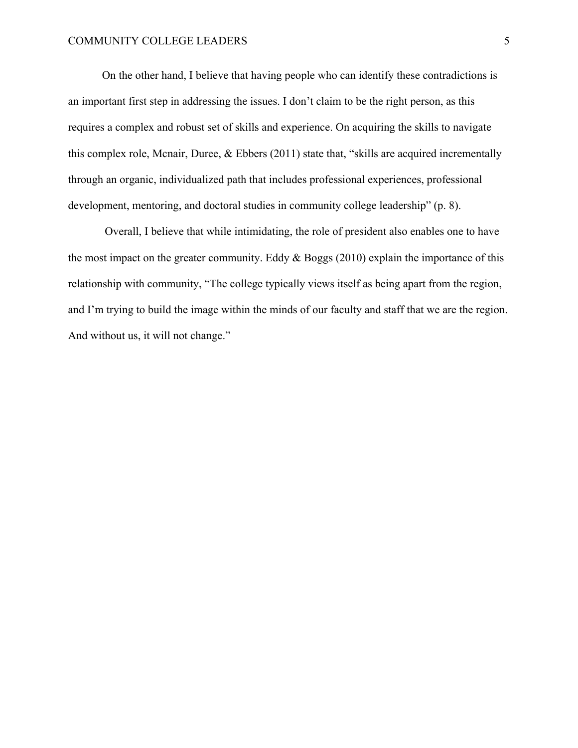On the other hand, I believe that having people who can identify these contradictions is an important first step in addressing the issues. I don't claim to be the right person, as this requires a complex and robust set of skills and experience. On acquiring the skills to navigate this complex role, Mcnair, Duree, & Ebbers (2011) state that, "skills are acquired incrementally through an organic, individualized path that includes professional experiences, professional development, mentoring, and doctoral studies in community college leadership" (p. 8).

Overall, I believe that while intimidating, the role of president also enables one to have the most impact on the greater community. Eddy & Boggs (2010) explain the importance of this relationship with community, "The college typically views itself as being apart from the region, and I'm trying to build the image within the minds of our faculty and staff that we are the region. And without us, it will not change."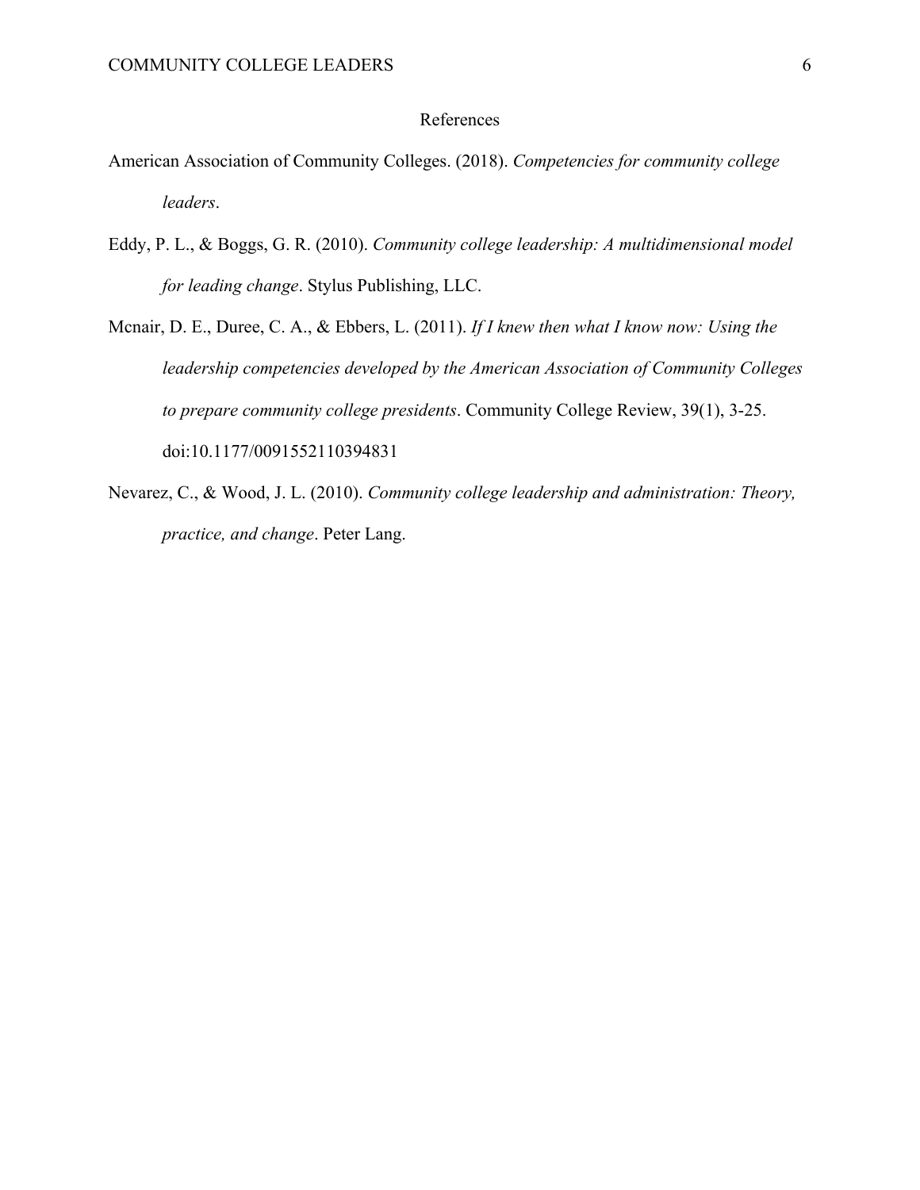# References

American Association of Community Colleges. (2018). *Competencies for community college leaders*.

Eddy, P. L., & Boggs, G. R. (2010). *Community college leadership: A multidimensional model for leading change*. Stylus Publishing, LLC.

Mcnair, D. E., Duree, C. A., & Ebbers, L. (2011). *If I knew then what I know now: Using the leadership competencies developed by the American Association of Community Colleges to prepare community college presidents*. Community College Review, 39(1), 3-25. doi:10.1177/0091552110394831

Nevarez, C., & Wood, J. L. (2010). *Community college leadership and administration: Theory, practice, and change*. Peter Lang.